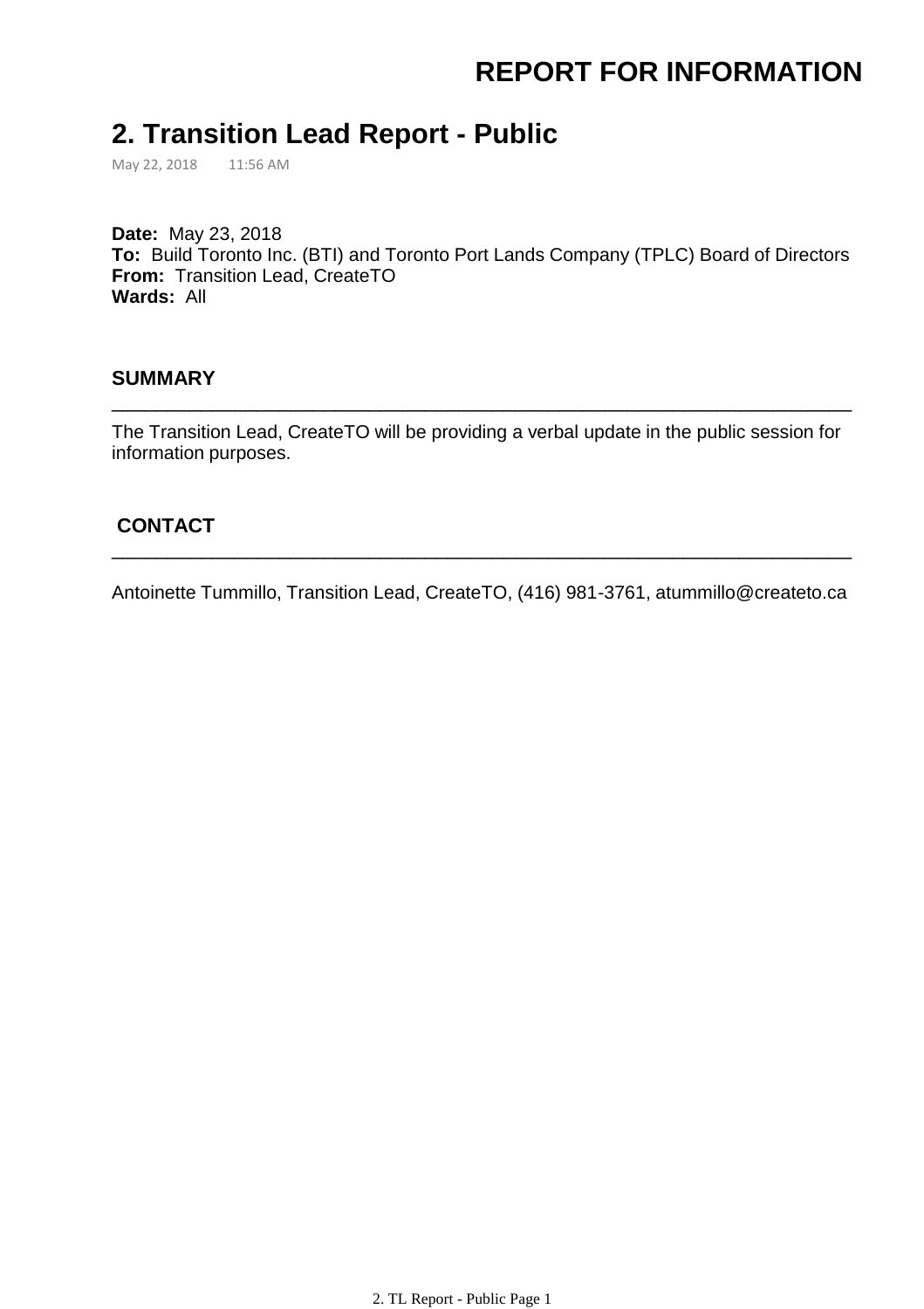**REPORT FOR INFORMATION**

# 2. Transition Lead Report - Public

May 22, 2018 11:56 AM

**Date:** May 23, 2018
**To:** Build Toronto Inc. (BTI) and Toronto Port Lands Company (TPLC) Board of Directors
**From:** Transition Lead, CreateTO
**Wards:** All

## SUMMARY

The Transition Lead, CreateTO will be providing a verbal update in the public session for information purposes.

## CONTACT

Antoinette Tummillo, Transition Lead, CreateTO, (416) 981-3761, atummillo@createto.ca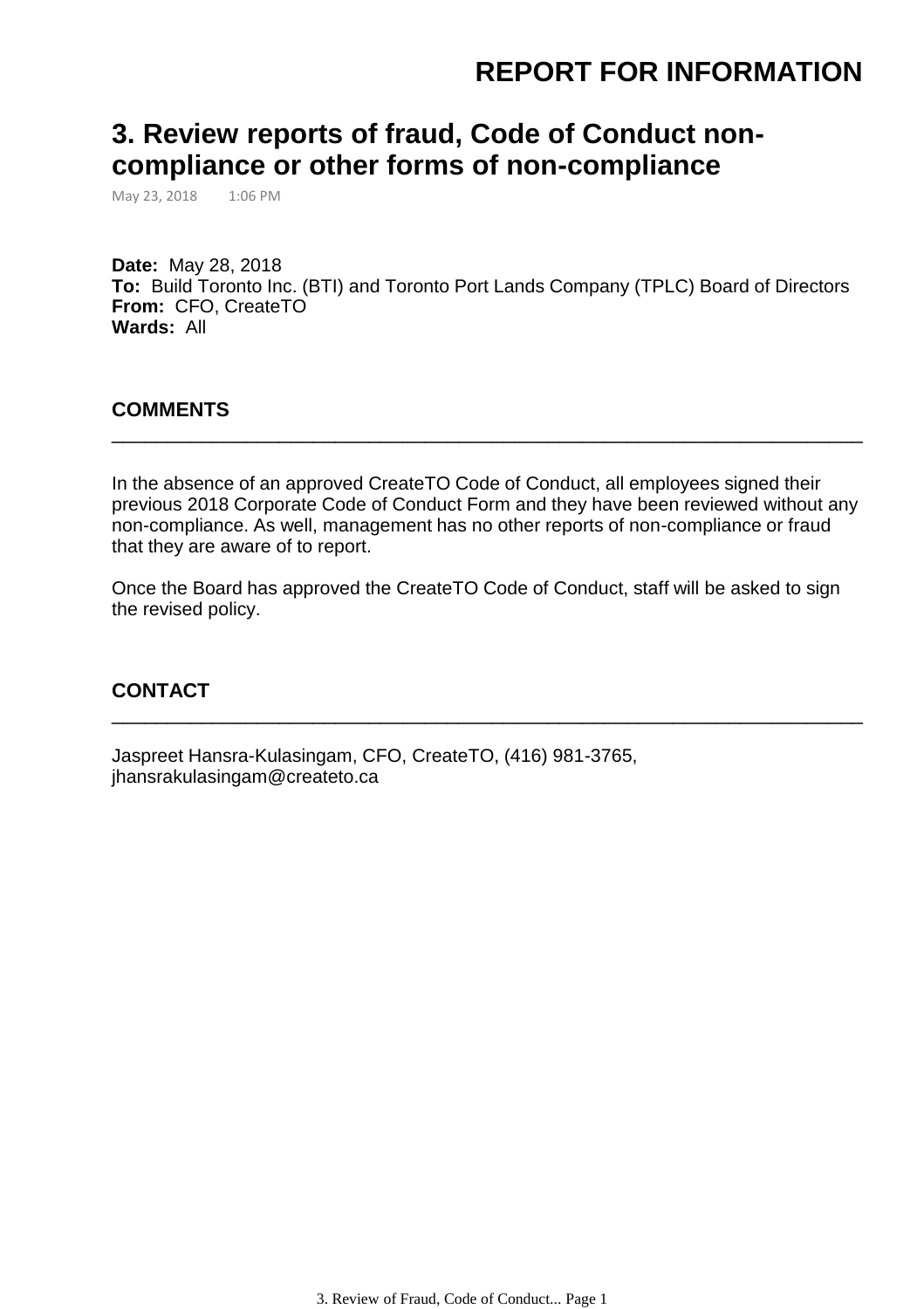# REPORT FOR INFORMATION

## 3. Review reports of fraud, Code of Conduct non-compliance or other forms of non-compliance

May 23, 2018 1:06 PM

**Date:** May 28, 2018
**To:** Build Toronto Inc. (BTI) and Toronto Port Lands Company (TPLC) Board of Directors
**From:** CFO, CreateTO
**Wards:** All

### COMMENTS

In the absence of an approved CreateTO Code of Conduct, all employees signed their previous 2018 Corporate Code of Conduct Form and they have been reviewed without any non-compliance. As well, management has no other reports of non-compliance or fraud that they are aware of to report.

Once the Board has approved the CreateTO Code of Conduct, staff will be asked to sign the revised policy.

### CONTACT

Jaspreet Hansra-Kulasingam, CFO, CreateTO, (416) 981-3765, jhansrakulasingam@createto.ca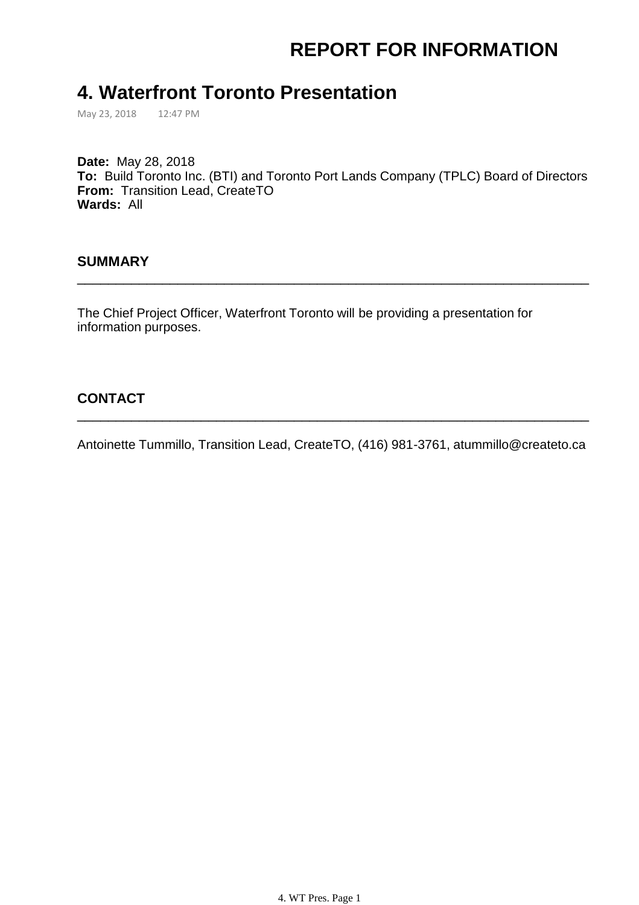# REPORT FOR INFORMATION

## 4. Waterfront Toronto Presentation

May 23, 2018 12:47 PM

**Date:** May 28, 2018
**To:** Build Toronto Inc. (BTI) and Toronto Port Lands Company (TPLC) Board of Directors
**From:** Transition Lead, CreateTO
**Wards:** All

### SUMMARY

The Chief Project Officer, Waterfront Toronto will be providing a presentation for information purposes.

### CONTACT

Antoinette Tummillo, Transition Lead, CreateTO, (416) 981-3761, atummillo@createto.ca